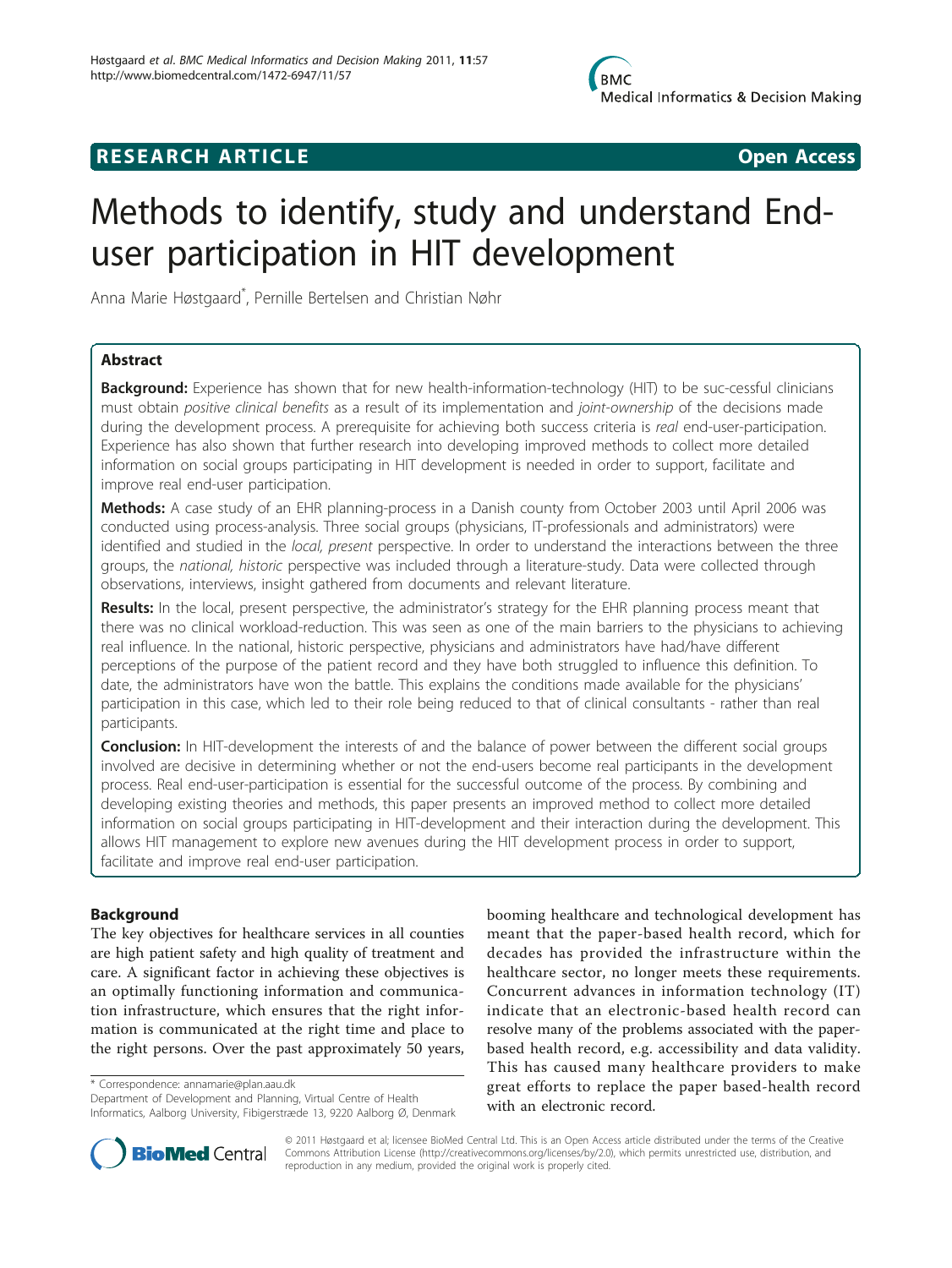RESEARCH ARTICLE Open Access

# Methods to identify, study and understand End-user participation in HIT development

Anna Marie Høstgaard[*], Pernille Bertelsen and Christian Nøhr

## Abstract

**Background:** Experience has shown that for new health-information-technology (HIT) to be suc-cessful clinicians must obtain *positive clinical benefits* as a result of its implementation and *joint-ownership* of the decisions made during the development process. A prerequisite for achieving both success criteria is *real* end-user-participation. Experience has also shown that further research into developing improved methods to collect more detailed information on social groups participating in HIT development is needed in order to support, facilitate and improve real end-user participation.

**Methods:** A case study of an EHR planning-process in a Danish county from October 2003 until April 2006 was conducted using process-analysis. Three social groups (physicians, IT-professionals and administrators) were identified and studied in the *local, present* perspective. In order to understand the interactions between the three groups, the *national, historic* perspective was included through a literature-study. Data were collected through observations, interviews, insight gathered from documents and relevant literature.

**Results:** In the local, present perspective, the administrator's strategy for the EHR planning process meant that there was no clinical workload-reduction. This was seen as one of the main barriers to the physicians to achieving real influence. In the national, historic perspective, physicians and administrators have had/have different perceptions of the purpose of the patient record and they have both struggled to influence this definition. To date, the administrators have won the battle. This explains the conditions made available for the physicians' participation in this case, which led to their role being reduced to that of clinical consultants - rather than real participants.

**Conclusion:** In HIT-development the interests of and the balance of power between the different social groups involved are decisive in determining whether or not the end-users become real participants in the development process. Real end-user-participation is essential for the successful outcome of the process. By combining and developing existing theories and methods, this paper presents an improved method to collect more detailed information on social groups participating in HIT-development and their interaction during the development. This allows HIT management to explore new avenues during the HIT development process in order to support, facilitate and improve real end-user participation.

## Background

The key objectives for healthcare services in all counties are high patient safety and high quality of treatment and care. A significant factor in achieving these objectives is an optimally functioning information and communication infrastructure, which ensures that the right information is communicated at the right time and place to the right persons. Over the past approximately 50 years, booming healthcare and technological development has meant that the paper-based health record, which for decades has provided the infrastructure within the healthcare sector, no longer meets these requirements. Concurrent advances in information technology (IT) indicate that an electronic-based health record can resolve many of the problems associated with the paper-based health record, e.g. accessibility and data validity. This has caused many healthcare providers to make great efforts to replace the paper based-health record with an electronic record.

\* Correspondence: annamarie@plan.aau.dk
Department of Development and Planning, Virtual Centre of Health Informatics, Aalborg University, Fibigerstræde 13, 9220 Aalborg Ø, Denmark

© 2011 Høstgaard et al; licensee BioMed Central Ltd. This is an Open Access article distributed under the terms of the Creative Commons Attribution License (http://creativecommons.org/licenses/by/2.0), which permits unrestricted use, distribution, and reproduction in any medium, provided the original work is properly cited.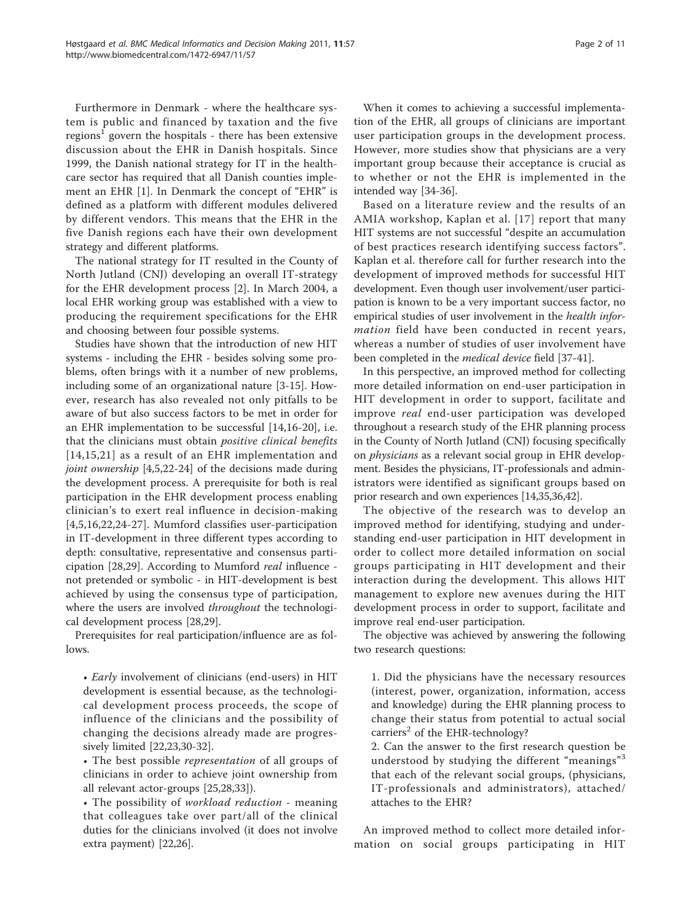Furthermore in Denmark - where the healthcare system is public and financed by taxation and the five regions[1] govern the hospitals - there has been extensive discussion about the EHR in Danish hospitals. Since 1999, the Danish national strategy for IT in the healthcare sector has required that all Danish counties implement an EHR [1]. In Denmark the concept of "EHR" is defined as a platform with different modules delivered by different vendors. This means that the EHR in the five Danish regions each have their own development strategy and different platforms.

The national strategy for IT resulted in the County of North Jutland (CNJ) developing an overall IT-strategy for the EHR development process [2]. In March 2004, a local EHR working group was established with a view to producing the requirement specifications for the EHR and choosing between four possible systems.

Studies have shown that the introduction of new HIT systems - including the EHR - besides solving some problems, often brings with it a number of new problems, including some of an organizational nature [3-15]. However, research has also revealed not only pitfalls to be aware of but also success factors to be met in order for an EHR implementation to be successful [14,16-20], i.e. that the clinicians must obtain *positive clinical benefits* [14,15,21] as a result of an EHR implementation and *joint ownership* [4,5,22-24] of the decisions made during the development process. A prerequisite for both is real participation in the EHR development process enabling clinician's to exert real influence in decision-making [4,5,16,22,24-27]. Mumford classifies user-participation in IT-development in three different types according to depth: consultative, representative and consensus participation [28,29]. According to Mumford *real* influence - not pretended or symbolic - in HIT-development is best achieved by using the consensus type of participation, where the users are involved *throughout* the technological development process [28,29].

Prerequisites for real participation/influence are as follows.

- *Early* involvement of clinicians (end-users) in HIT development is essential because, as the technological development process proceeds, the scope of influence of the clinicians and the possibility of changing the decisions already made are progressively limited [22,23,30-32].
- The best possible *representation* of all groups of clinicians in order to achieve joint ownership from all relevant actor-groups [25,28,33]).
- The possibility of *workload reduction* - meaning that colleagues take over part/all of the clinical duties for the clinicians involved (it does not involve extra payment) [22,26].

When it comes to achieving a successful implementation of the EHR, all groups of clinicians are important user participation groups in the development process. However, more studies show that physicians are a very important group because their acceptance is crucial as to whether or not the EHR is implemented in the intended way [34-36].

Based on a literature review and the results of an AMIA workshop, Kaplan et al. [17] report that many HIT systems are not successful "despite an accumulation of best practices research identifying success factors". Kaplan et al. therefore call for further research into the development of improved methods for successful HIT development. Even though user involvement/user participation is known to be a very important success factor, no empirical studies of user involvement in the *health information* field have been conducted in recent years, whereas a number of studies of user involvement have been completed in the *medical device* field [37-41].

In this perspective, an improved method for collecting more detailed information on end-user participation in HIT development in order to support, facilitate and improve *real* end-user participation was developed throughout a research study of the EHR planning process in the County of North Jutland (CNJ) focusing specifically on *physicians* as a relevant social group in EHR development. Besides the physicians, IT-professionals and administrators were identified as significant groups based on prior research and own experiences [14,35,36,42].

The objective of the research was to develop an improved method for identifying, studying and understanding end-user participation in HIT development in order to collect more detailed information on social groups participating in HIT development and their interaction during the development. This allows HIT management to explore new avenues during the HIT development process in order to support, facilitate and improve real end-user participation.

The objective was achieved by answering the following two research questions:

1. Did the physicians have the necessary resources (interest, power, organization, information, access and knowledge) during the EHR planning process to change their status from potential to actual social carriers[2] of the EHR-technology?
2. Can the answer to the first research question be understood by studying the different "meanings"[3] that each of the relevant social groups, (physicians, IT-professionals and administrators), attached/attaches to the EHR?

An improved method to collect more detailed information on social groups participating in HIT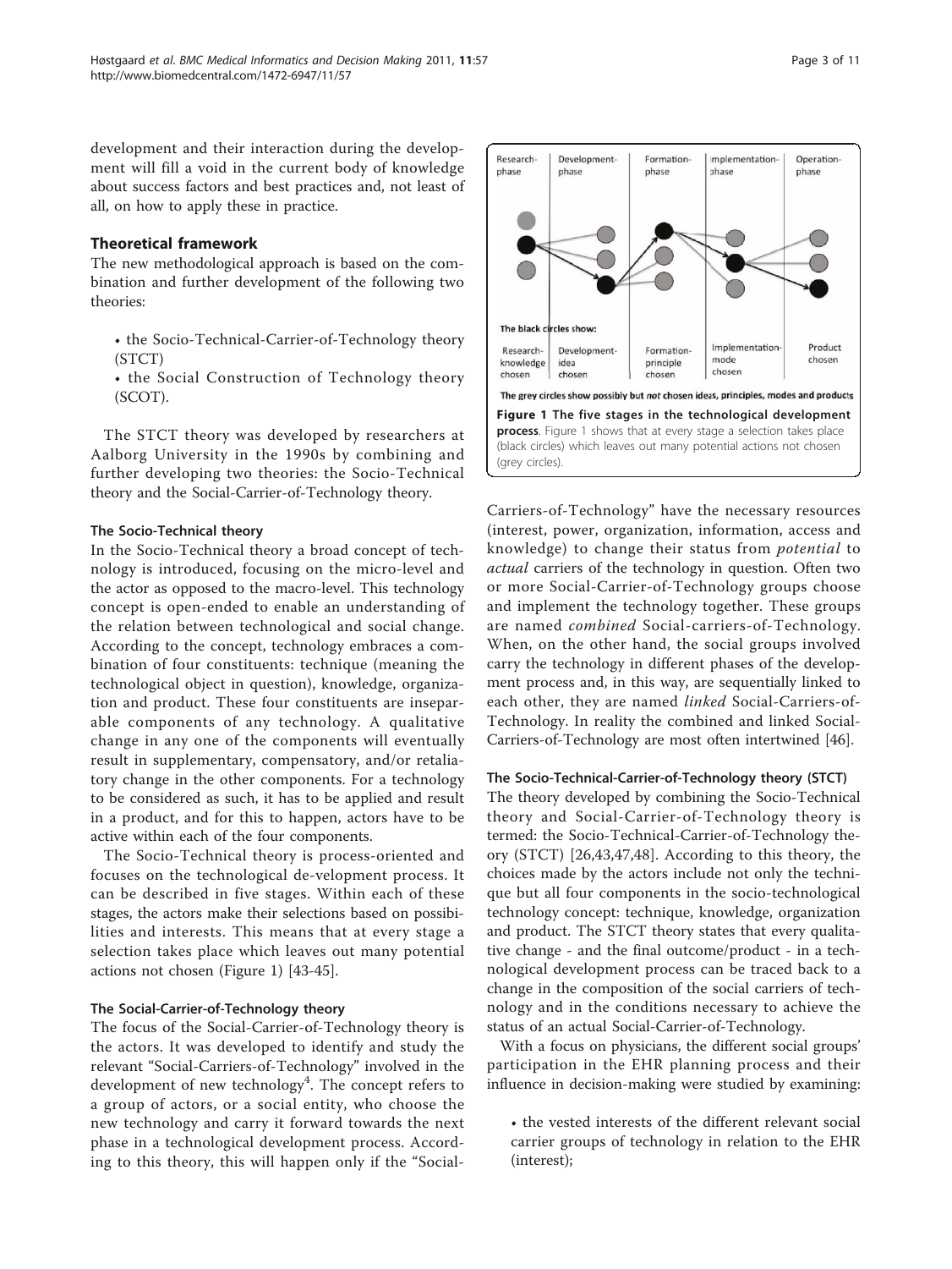development and their interaction during the development will fill a void in the current body of knowledge about success factors and best practices and, not least of all, on how to apply these in practice.

## Theoretical framework

The new methodological approach is based on the combination and further development of the following two theories:

- the Socio-Technical-Carrier-of-Technology theory (STCT)
- the Social Construction of Technology theory (SCOT).

The STCT theory was developed by researchers at Aalborg University in the 1990s by combining and further developing two theories: the Socio-Technical theory and the Social-Carrier-of-Technology theory.

### The Socio-Technical theory

In the Socio-Technical theory a broad concept of technology is introduced, focusing on the micro-level and the actor as opposed to the macro-level. This technology concept is open-ended to enable an understanding of the relation between technological and social change. According to the concept, technology embraces a combination of four constituents: technique (meaning the technological object in question), knowledge, organization and product. These four constituents are inseparable components of any technology. A qualitative change in any one of the components will eventually result in supplementary, compensatory, and/or retaliatory change in the other components. For a technology to be considered as such, it has to be applied and result in a product, and for this to happen, actors have to be active within each of the four components.

The Socio-Technical theory is process-oriented and focuses on the technological de-velopment process. It can be described in five stages. Within each of these stages, the actors make their selections based on possibilities and interests. This means that at every stage a selection takes place which leaves out many potential actions not chosen (Figure 1) [43-45].

Research-phase | Development-phase | Formation-phase | Implementation-phase | Operation-phase

The black circles show:

| Research-knowledge chosen | Development-idea chosen | Formation-principle chosen | Implementation-mode chosen | Product chosen |
|---|---|---|---|---|

The grey circles show possibly but *not* chosen ideas, principles, modes and products

**Figure 1 The five stages in the technological development process**. Figure 1 shows that at every stage a selection takes place (black circles) which leaves out many potential actions not chosen (grey circles).

### The Social-Carrier-of-Technology theory

The focus of the Social-Carrier-of-Technology theory is the actors. It was developed to identify and study the relevant "Social-Carriers-of-Technology" involved in the development of new technology[4]. The concept refers to a group of actors, or a social entity, who choose the new technology and carry it forward towards the next phase in a technological development process. According to this theory, this will happen only if the "Social-Carriers-of-Technology" have the necessary resources (interest, power, organization, information, access and knowledge) to change their status from *potential* to *actual* carriers of the technology in question. Often two or more Social-Carrier-of-Technology groups choose and implement the technology together. These groups are named *combined* Social-carriers-of-Technology. When, on the other hand, the social groups involved carry the technology in different phases of the development process and, in this way, are sequentially linked to each other, they are named *linked* Social-Carriers-of-Technology. In reality the combined and linked Social-Carriers-of-Technology are most often intertwined [46].

### The Socio-Technical-Carrier-of-Technology theory (STCT)

The theory developed by combining the Socio-Technical theory and Social-Carrier-of-Technology theory is termed: the Socio-Technical-Carrier-of-Technology theory (STCT) [26,43,47,48]. According to this theory, the choices made by the actors include not only the technique but all four components in the socio-technological technology concept: technique, knowledge, organization and product. The STCT theory states that every qualitative change - and the final outcome/product - in a technological development process can be traced back to a change in the composition of the social carriers of technology and in the conditions necessary to achieve the status of an actual Social-Carrier-of-Technology.

With a focus on physicians, the different social groups' participation in the EHR planning process and their influence in decision-making were studied by examining:

- the vested interests of the different relevant social carrier groups of technology in relation to the EHR (interest);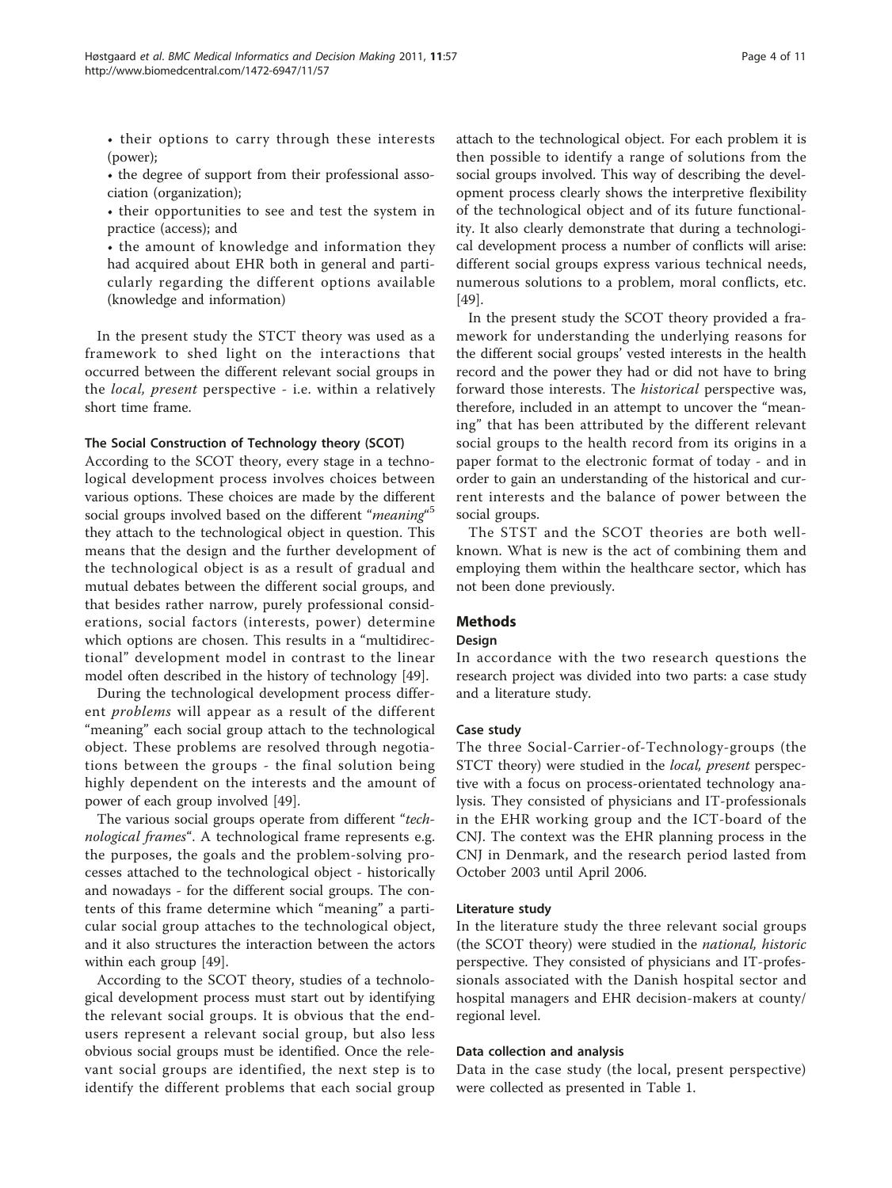- their options to carry through these interests (power);
- the degree of support from their professional association (organization);
- their opportunities to see and test the system in practice (access); and
- the amount of knowledge and information they had acquired about EHR both in general and particularly regarding the different options available (knowledge and information)

In the present study the STCT theory was used as a framework to shed light on the interactions that occurred between the different relevant social groups in the *local, present* perspective - i.e. within a relatively short time frame.

#### The Social Construction of Technology theory (SCOT)

According to the SCOT theory, every stage in a technological development process involves choices between various options. These choices are made by the different social groups involved based on the different "*meaning*"[5] they attach to the technological object in question. This means that the design and the further development of the technological object is as a result of gradual and mutual debates between the different social groups, and that besides rather narrow, purely professional considerations, social factors (interests, power) determine which options are chosen. This results in a "multidirectional" development model in contrast to the linear model often described in the history of technology [49].

During the technological development process different *problems* will appear as a result of the different "meaning" each social group attach to the technological object. These problems are resolved through negotiations between the groups - the final solution being highly dependent on the interests and the amount of power of each group involved [49].

The various social groups operate from different "*technological frames*". A technological frame represents e.g. the purposes, the goals and the problem-solving processes attached to the technological object - historically and nowadays - for the different social groups. The contents of this frame determine which "meaning" a particular social group attaches to the technological object, and it also structures the interaction between the actors within each group [49].

According to the SCOT theory, studies of a technological development process must start out by identifying the relevant social groups. It is obvious that the end-users represent a relevant social group, but also less obvious social groups must be identified. Once the relevant social groups are identified, the next step is to identify the different problems that each social group attach to the technological object. For each problem it is then possible to identify a range of solutions from the social groups involved. This way of describing the development process clearly shows the interpretive flexibility of the technological object and of its future functionality. It also clearly demonstrate that during a technological development process a number of conflicts will arise: different social groups express various technical needs, numerous solutions to a problem, moral conflicts, etc. [49].

In the present study the SCOT theory provided a framework for understanding the underlying reasons for the different social groups' vested interests in the health record and the power they had or did not have to bring forward those interests. The *historical* perspective was, therefore, included in an attempt to uncover the "meaning" that has been attributed by the different relevant social groups to the health record from its origins in a paper format to the electronic format of today - and in order to gain an understanding of the historical and current interests and the balance of power between the social groups.

The STST and the SCOT theories are both well-known. What is new is the act of combining them and employing them within the healthcare sector, which has not been done previously.

## Methods

### Design

In accordance with the two research questions the research project was divided into two parts: a case study and a literature study.

#### Case study

The three Social-Carrier-of-Technology-groups (the STCT theory) were studied in the *local, present* perspective with a focus on process-orientated technology analysis. They consisted of physicians and IT-professionals in the EHR working group and the ICT-board of the CNJ. The context was the EHR planning process in the CNJ in Denmark, and the research period lasted from October 2003 until April 2006.

#### Literature study

In the literature study the three relevant social groups (the SCOT theory) were studied in the *national, historic* perspective. They consisted of physicians and IT-professionals associated with the Danish hospital sector and hospital managers and EHR decision-makers at county/regional level.

#### Data collection and analysis

Data in the case study (the local, present perspective) were collected as presented in Table 1.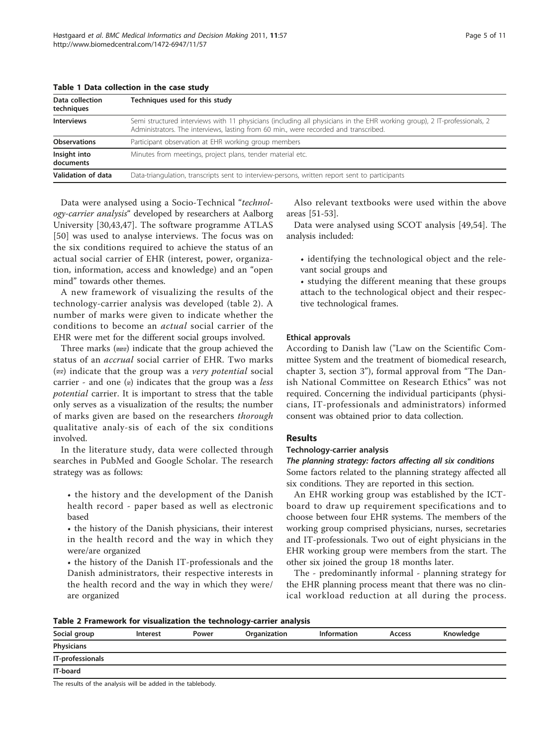**Table 1 Data collection in the case study**

| Data collection techniques | Techniques used for this study |
| --- | --- |
| **Interviews** | Semi structured interviews with 11 physicians (including all physicians in the EHR working group), 2 IT-professionals, 2 Administrators. The interviews, lasting from 60 min., were recorded and transcribed. |
| **Observations** | Participant observation at EHR working group members |
| **Insight into documents** | Minutes from meetings, project plans, tender material etc. |
| **Validation of data** | Data-triangulation, transcripts sent to interview-persons, written report sent to participants |

Data were analysed using a Socio-Technical "*technology-carrier analysis*" developed by researchers at Aalborg University [30,43,47]. The software programme ATLAS [50] was used to analyse interviews. The focus was on the six conditions required to achieve the status of an actual social carrier of EHR (interest, power, organization, information, access and knowledge) and an "open mind" towards other themes.

A new framework of visualizing the results of the technology-carrier analysis was developed (table 2). A number of marks were given to indicate whether the conditions to become an *actual* social carrier of the EHR were met for the different social groups involved.

Three marks (☒☒☒) indicate that the group achieved the status of an *accrual* social carrier of EHR. Two marks (☒☒) indicate that the group was a *very potential* social carrier - and one (☒) indicates that the group was a *less potential* carrier. It is important to stress that the table only serves as a visualization of the results; the number of marks given are based on the researchers *thorough* qualitative analy-sis of each of the six conditions involved.

In the literature study, data were collected through searches in PubMed and Google Scholar. The research strategy was as follows:

- the history and the development of the Danish health record - paper based as well as electronic based
- the history of the Danish physicians, their interest in the health record and the way in which they were/are organized
- the history of the Danish IT-professionals and the Danish administrators, their respective interests in the health record and the way in which they were/are organized

Also relevant textbooks were used within the above areas [51-53].

Data were analysed using SCOT analysis [49,54]. The analysis included:

- identifying the technological object and the relevant social groups and
- studying the different meaning that these groups attach to the technological object and their respective technological frames.

### Ethical approvals

According to Danish law ("Law on the Scientific Committee System and the treatment of biomedical research, chapter 3, section 3"), formal approval from "The Danish National Committee on Research Ethics" was not required. Concerning the individual participants (physicians, IT-professionals and administrators) informed consent was obtained prior to data collection.

## Results

### Technology-carrier analysis

#### *The planning strategy: factors affecting all six conditions*

Some factors related to the planning strategy affected all six conditions. They are reported in this section.

An EHR working group was established by the ICT-board to draw up requirement specifications and to choose between four EHR systems. The members of the working group comprised physicians, nurses, secretaries and IT-professionals. Two out of eight physicians in the EHR working group were members from the start. The other six joined the group 18 months later.

The - predominantly informal - planning strategy for the EHR planning process meant that there was no clinical workload reduction at all during the process.

**Table 2 Framework for visualization the technology-carrier analysis**

| Social group | Interest | Power | Organization | Information | Access | Knowledge |
| --- | --- | --- | --- | --- | --- | --- |
| **Physicians** | | | | | | |
| **IT-professionals** | | | | | | |
| **IT-board** | | | | | | |

The results of the analysis will be added in the tablebody.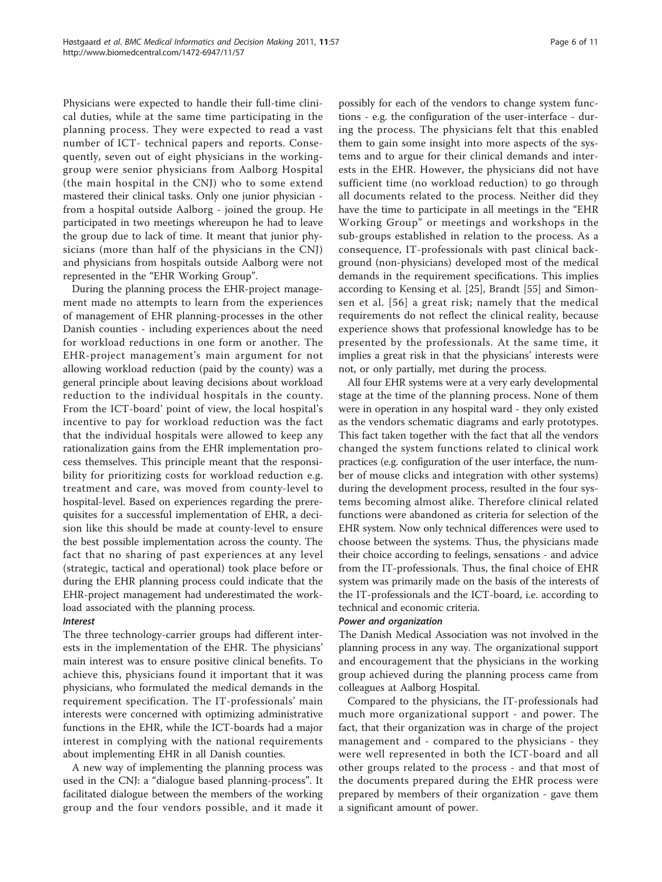Physicians were expected to handle their full-time clinical duties, while at the same time participating in the planning process. They were expected to read a vast number of ICT- technical papers and reports. Consequently, seven out of eight physicians in the working-group were senior physicians from Aalborg Hospital (the main hospital in the CNJ) who to some extend mastered their clinical tasks. Only one junior physician - from a hospital outside Aalborg - joined the group. He participated in two meetings whereupon he had to leave the group due to lack of time. It meant that junior physicians (more than half of the physicians in the CNJ) and physicians from hospitals outside Aalborg were not represented in the "EHR Working Group".

During the planning process the EHR-project management made no attempts to learn from the experiences of management of EHR planning-processes in the other Danish counties - including experiences about the need for workload reductions in one form or another. The EHR-project management's main argument for not allowing workload reduction (paid by the county) was a general principle about leaving decisions about workload reduction to the individual hospitals in the county. From the ICT-board' point of view, the local hospital's incentive to pay for workload reduction was the fact that the individual hospitals were allowed to keep any rationalization gains from the EHR implementation process themselves. This principle meant that the responsibility for prioritizing costs for workload reduction e.g. treatment and care, was moved from county-level to hospital-level. Based on experiences regarding the prerequisites for a successful implementation of EHR, a decision like this should be made at county-level to ensure the best possible implementation across the county. The fact that no sharing of past experiences at any level (strategic, tactical and operational) took place before or during the EHR planning process could indicate that the EHR-project management had underestimated the workload associated with the planning process.

#### *Interest*

The three technology-carrier groups had different interests in the implementation of the EHR. The physicians' main interest was to ensure positive clinical benefits. To achieve this, physicians found it important that it was physicians, who formulated the medical demands in the requirement specification. The IT-professionals' main interests were concerned with optimizing administrative functions in the EHR, while the ICT-boards had a major interest in complying with the national requirements about implementing EHR in all Danish counties.

A new way of implementing the planning process was used in the CNJ: a "dialogue based planning-process". It facilitated dialogue between the members of the working group and the four vendors possible, and it made it possibly for each of the vendors to change system functions - e.g. the configuration of the user-interface - during the process. The physicians felt that this enabled them to gain some insight into more aspects of the systems and to argue for their clinical demands and interests in the EHR. However, the physicians did not have sufficient time (no workload reduction) to go through all documents related to the process. Neither did they have the time to participate in all meetings in the "EHR Working Group" or meetings and workshops in the sub-groups established in relation to the process. As a consequence, IT-professionals with past clinical background (non-physicians) developed most of the medical demands in the requirement specifications. This implies according to Kensing et al. [25], Brandt [55] and Simonsen et al. [56] a great risk; namely that the medical requirements do not reflect the clinical reality, because experience shows that professional knowledge has to be presented by the professionals. At the same time, it implies a great risk in that the physicians' interests were not, or only partially, met during the process.

All four EHR systems were at a very early developmental stage at the time of the planning process. None of them were in operation in any hospital ward - they only existed as the vendors schematic diagrams and early prototypes. This fact taken together with the fact that all the vendors changed the system functions related to clinical work practices (e.g. configuration of the user interface, the number of mouse clicks and integration with other systems) during the development process, resulted in the four systems becoming almost alike. Therefore clinical related functions were abandoned as criteria for selection of the EHR system. Now only technical differences were used to choose between the systems. Thus, the physicians made their choice according to feelings, sensations - and advice from the IT-professionals. Thus, the final choice of EHR system was primarily made on the basis of the interests of the IT-professionals and the ICT-board, i.e. according to technical and economic criteria.

#### *Power and organization*

The Danish Medical Association was not involved in the planning process in any way. The organizational support and encouragement that the physicians in the working group achieved during the planning process came from colleagues at Aalborg Hospital.

Compared to the physicians, the IT-professionals had much more organizational support - and power. The fact, that their organization was in charge of the project management and - compared to the physicians - they were well represented in both the ICT-board and all other groups related to the process - and that most of the documents prepared during the EHR process were prepared by members of their organization - gave them a significant amount of power.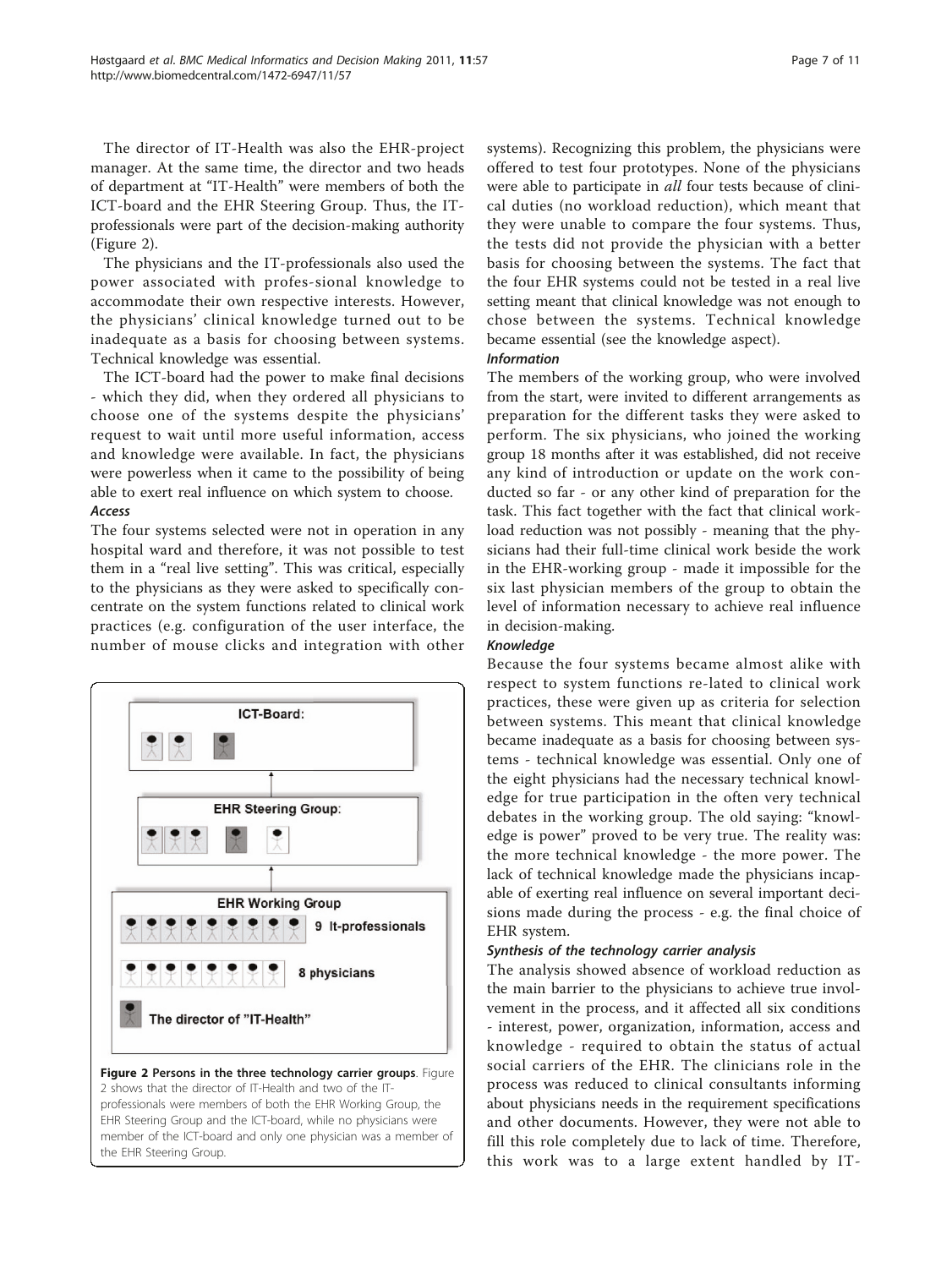The director of IT-Health was also the EHR-project manager. At the same time, the director and two heads of department at "IT-Health" were members of both the ICT-board and the EHR Steering Group. Thus, the IT-professionals were part of the decision-making authority (Figure 2).

The physicians and the IT-professionals also used the power associated with profes-sional knowledge to accommodate their own respective interests. However, the physicians' clinical knowledge turned out to be inadequate as a basis for choosing between systems. Technical knowledge was essential.

The ICT-board had the power to make final decisions - which they did, when they ordered all physicians to choose one of the systems despite the physicians' request to wait until more useful information, access and knowledge were available. In fact, the physicians were powerless when it came to the possibility of being able to exert real influence on which system to choose.

#### *Access*

The four systems selected were not in operation in any hospital ward and therefore, it was not possible to test them in a "real live setting". This was critical, especially to the physicians as they were asked to specifically concentrate on the system functions related to clinical work practices (e.g. configuration of the user interface, the number of mouse clicks and integration with other systems). Recognizing this problem, the physicians were offered to test four prototypes. None of the physicians were able to participate in *all* four tests because of clinical duties (no workload reduction), which meant that they were unable to compare the four systems. Thus, the tests did not provide the physician with a better basis for choosing between the systems. The fact that the four EHR systems could not be tested in a real live setting meant that clinical knowledge was not enough to chose between the systems. Technical knowledge became essential (see the knowledge aspect).

**Figure 2 Persons in the three technology carrier groups**. Figure 2 shows that the director of IT-Health and two of the IT-professionals were members of both the EHR Working Group, the EHR Steering Group and the ICT-board, while no physicians were member of the ICT-board and only one physician was a member of the EHR Steering Group.

#### *Information*

The members of the working group, who were involved from the start, were invited to different arrangements as preparation for the different tasks they were asked to perform. The six physicians, who joined the working group 18 months after it was established, did not receive any kind of introduction or update on the work conducted so far - or any other kind of preparation for the task. This fact together with the fact that clinical workload reduction was not possibly - meaning that the physicians had their full-time clinical work beside the work in the EHR-working group - made it impossible for the six last physician members of the group to obtain the level of information necessary to achieve real influence in decision-making.

#### *Knowledge*

Because the four systems became almost alike with respect to system functions re-lated to clinical work practices, these were given up as criteria for selection between systems. This meant that clinical knowledge became inadequate as a basis for choosing between systems - technical knowledge was essential. Only one of the eight physicians had the necessary technical knowledge for true participation in the often very technical debates in the working group. The old saying: "knowledge is power" proved to be very true. The reality was: the more technical knowledge - the more power. The lack of technical knowledge made the physicians incapable of exerting real influence on several important decisions made during the process - e.g. the final choice of EHR system.

#### *Synthesis of the technology carrier analysis*

The analysis showed absence of workload reduction as the main barrier to the physicians to achieve true involvement in the process, and it affected all six conditions - interest, power, organization, information, access and knowledge - required to obtain the status of actual social carriers of the EHR. The clinicians role in the process was reduced to clinical consultants informing about physicians needs in the requirement specifications and other documents. However, they were not able to fill this role completely due to lack of time. Therefore, this work was to a large extent handled by IT-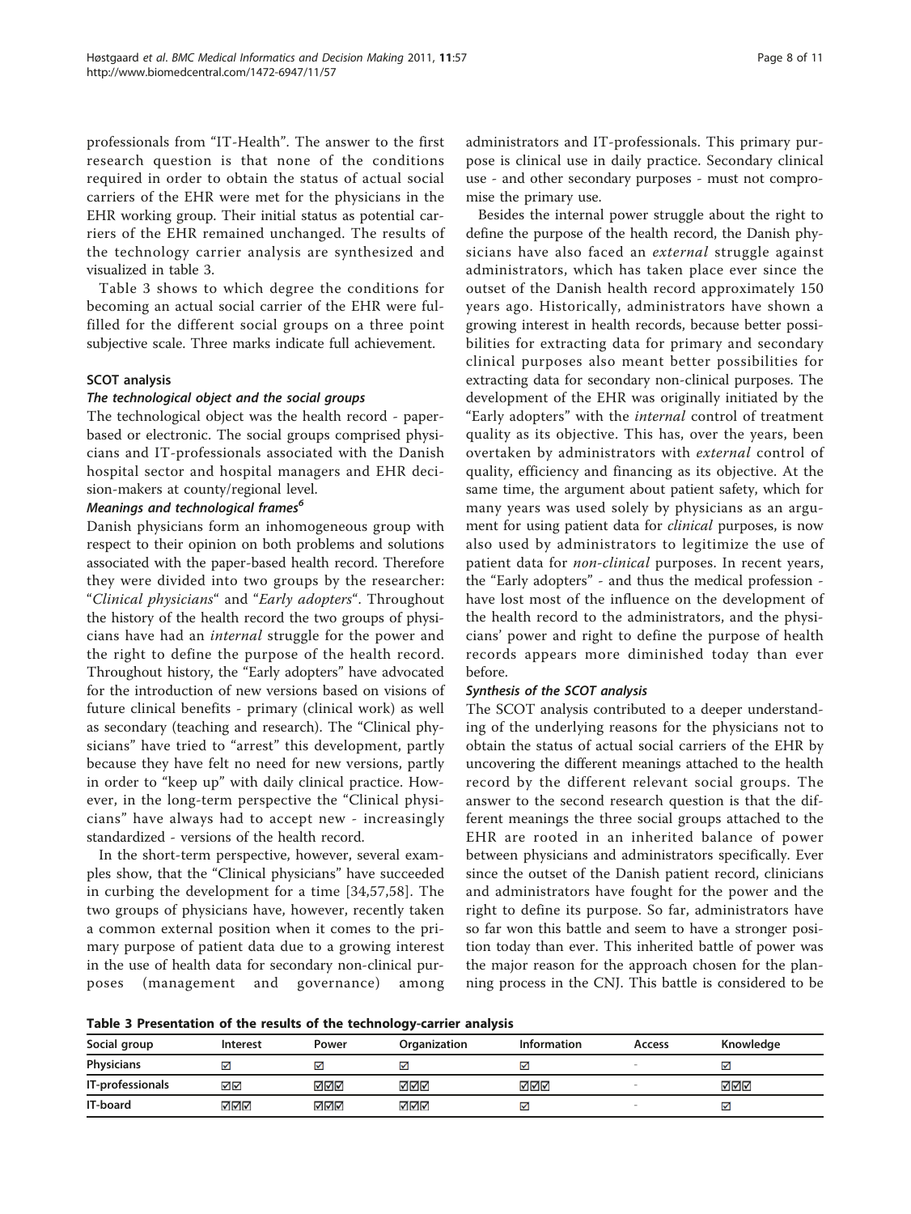professionals from "IT-Health". The answer to the first research question is that none of the conditions required in order to obtain the status of actual social carriers of the EHR were met for the physicians in the EHR working group. Their initial status as potential carriers of the EHR remained unchanged. The results of the technology carrier analysis are synthesized and visualized in table 3.

Table 3 shows to which degree the conditions for becoming an actual social carrier of the EHR were fulfilled for the different social groups on a three point subjective scale. Three marks indicate full achievement.

## SCOT analysis

### *The technological object and the social groups*

The technological object was the health record - paper-based or electronic. The social groups comprised physicians and IT-professionals associated with the Danish hospital sector and hospital managers and EHR decision-makers at county/regional level.

### *Meanings and technological frames*[6]

Danish physicians form an inhomogeneous group with respect to their opinion on both problems and solutions associated with the paper-based health record. Therefore they were divided into two groups by the researcher: "*Clinical physicians*" and "*Early adopters*". Throughout the history of the health record the two groups of physicians have had an *internal* struggle for the power and the right to define the purpose of the health record. Throughout history, the "Early adopters" have advocated for the introduction of new versions based on visions of future clinical benefits - primary (clinical work) as well as secondary (teaching and research). The "Clinical physicians" have tried to "arrest" this development, partly because they have felt no need for new versions, partly in order to "keep up" with daily clinical practice. However, in the long-term perspective the "Clinical physicians" have always had to accept new - increasingly standardized - versions of the health record.

In the short-term perspective, however, several examples show, that the "Clinical physicians" have succeeded in curbing the development for a time [34,57,58]. The two groups of physicians have, however, recently taken a common external position when it comes to the primary purpose of patient data due to a growing interest in the use of health data for secondary non-clinical purposes (management and governance) among administrators and IT-professionals. This primary purpose is clinical use in daily practice. Secondary clinical use - and other secondary purposes - must not compromise the primary use.

Besides the internal power struggle about the right to define the purpose of the health record, the Danish physicians have also faced an *external* struggle against administrators, which has taken place ever since the outset of the Danish health record approximately 150 years ago. Historically, administrators have shown a growing interest in health records, because better possibilities for extracting data for primary and secondary clinical purposes also meant better possibilities for extracting data for secondary non-clinical purposes. The development of the EHR was originally initiated by the "Early adopters" with the *internal* control of treatment quality as its objective. This has, over the years, been overtaken by administrators with *external* control of quality, efficiency and financing as its objective. At the same time, the argument about patient safety, which for many years was used solely by physicians as an argument for using patient data for *clinical* purposes, is now also used by administrators to legitimize the use of patient data for *non-clinical* purposes. In recent years, the "Early adopters" - and thus the medical profession - have lost most of the influence on the development of the health record to the administrators, and the physicians' power and right to define the purpose of health records appears more diminished today than ever before.

### *Synthesis of the SCOT analysis*

The SCOT analysis contributed to a deeper understanding of the underlying reasons for the physicians not to obtain the status of actual social carriers of the EHR by uncovering the different meanings attached to the health record by the different relevant social groups. The answer to the second research question is that the different meanings the three social groups attached to the EHR are rooted in an inherited balance of power between physicians and administrators specifically. Ever since the outset of the Danish patient record, clinicians and administrators have fought for the power and the right to define its purpose. So far, administrators have so far won this battle and seem to have a stronger position today than ever. This inherited battle of power was the major reason for the approach chosen for the planning process in the CNJ. This battle is considered to be

**Table 3 Presentation of the results of the technology-carrier analysis**

| Social group | Interest | Power | Organization | Information | Access | Knowledge |
|---|---|---|---|---|---|---|
| **Physicians** | ☑ | ☑ | ☑ | ☑ | - | ☑ |
| **IT-professionals** | ☑☑ | ☑☑☑ | ☑☑☑ | ☑☑☑ | - | ☑☑☑ |
| **IT-board** | ☑☑☑ | ☑☑☑ | ☑☑☑ | ☑ | - | ☑ |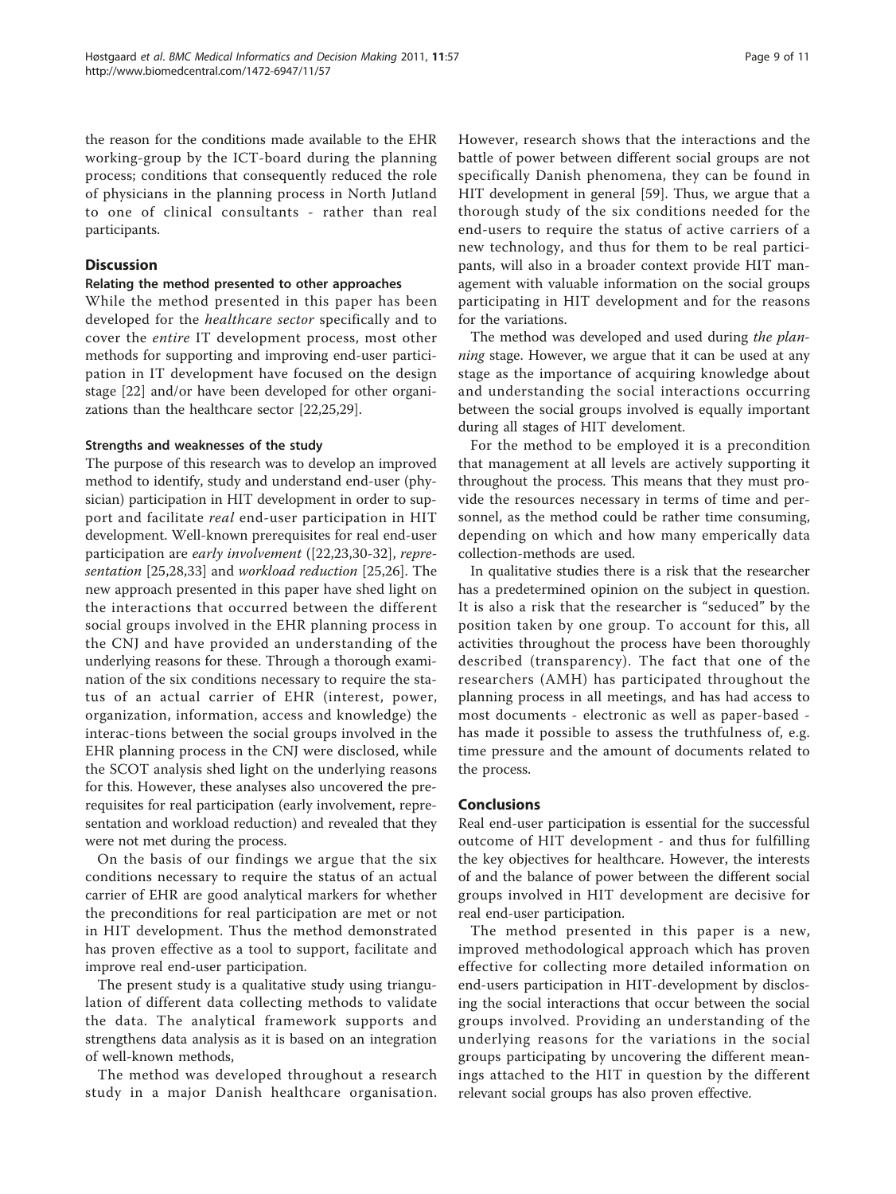the reason for the conditions made available to the EHR working-group by the ICT-board during the planning process; conditions that consequently reduced the role of physicians in the planning process in North Jutland to one of clinical consultants - rather than real participants.

## Discussion

### Relating the method presented to other approaches

While the method presented in this paper has been developed for the *healthcare sector* specifically and to cover the *entire* IT development process, most other methods for supporting and improving end-user participation in IT development have focused on the design stage [22] and/or have been developed for other organizations than the healthcare sector [22,25,29].

### Strengths and weaknesses of the study

The purpose of this research was to develop an improved method to identify, study and understand end-user (physician) participation in HIT development in order to support and facilitate *real* end-user participation in HIT development. Well-known prerequisites for real end-user participation are *early involvement* ([22,23,30-32], *representation* [25,28,33] and *workload reduction* [25,26]. The new approach presented in this paper have shed light on the interactions that occurred between the different social groups involved in the EHR planning process in the CNJ and have provided an understanding of the underlying reasons for these. Through a thorough examination of the six conditions necessary to require the status of an actual carrier of EHR (interest, power, organization, information, access and knowledge) the interac-tions between the social groups involved in the EHR planning process in the CNJ were disclosed, while the SCOT analysis shed light on the underlying reasons for this. However, these analyses also uncovered the prerequisites for real participation (early involvement, representation and workload reduction) and revealed that they were not met during the process.

On the basis of our findings we argue that the six conditions necessary to require the status of an actual carrier of EHR are good analytical markers for whether the preconditions for real participation are met or not in HIT development. Thus the method demonstrated has proven effective as a tool to support, facilitate and improve real end-user participation.

The present study is a qualitative study using triangulation of different data collecting methods to validate the data. The analytical framework supports and strengthens data analysis as it is based on an integration of well-known methods,

The method was developed throughout a research study in a major Danish healthcare organisation. However, research shows that the interactions and the battle of power between different social groups are not specifically Danish phenomena, they can be found in HIT development in general [59]. Thus, we argue that a thorough study of the six conditions needed for the end-users to require the status of active carriers of a new technology, and thus for them to be real participants, will also in a broader context provide HIT management with valuable information on the social groups participating in HIT development and for the reasons for the variations.

The method was developed and used during *the planning* stage. However, we argue that it can be used at any stage as the importance of acquiring knowledge about and understanding the social interactions occurring between the social groups involved is equally important during all stages of HIT develoment.

For the method to be employed it is a precondition that management at all levels are actively supporting it throughout the process. This means that they must provide the resources necessary in terms of time and personnel, as the method could be rather time consuming, depending on which and how many emperically data collection-methods are used.

In qualitative studies there is a risk that the researcher has a predetermined opinion on the subject in question. It is also a risk that the researcher is "seduced" by the position taken by one group. To account for this, all activities throughout the process have been thoroughly described (transparency). The fact that one of the researchers (AMH) has participated throughout the planning process in all meetings, and has had access to most documents - electronic as well as paper-based - has made it possible to assess the truthfulness of, e.g. time pressure and the amount of documents related to the process.

## Conclusions

Real end-user participation is essential for the successful outcome of HIT development - and thus for fulfilling the key objectives for healthcare. However, the interests of and the balance of power between the different social groups involved in HIT development are decisive for real end-user participation.

The method presented in this paper is a new, improved methodological approach which has proven effective for collecting more detailed information on end-users participation in HIT-development by disclosing the social interactions that occur between the social groups involved. Providing an understanding of the underlying reasons for the variations in the social groups participating by uncovering the different meanings attached to the HIT in question by the different relevant social groups has also proven effective.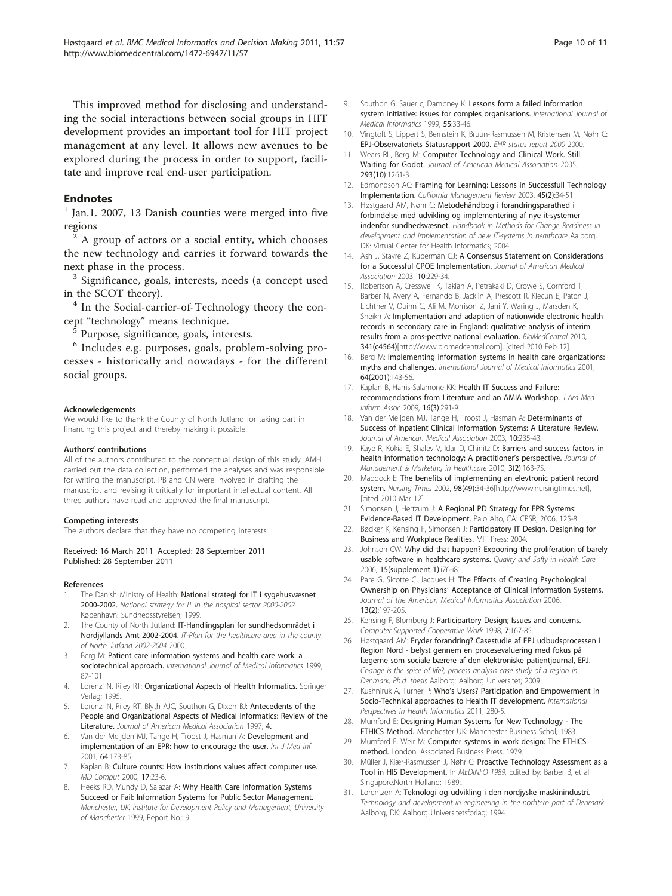This improved method for disclosing and understanding the social interactions between social groups in HIT development provides an important tool for HIT project management at any level. It allows new avenues to be explored during the process in order to support, facilitate and improve real end-user participation.

## Endnotes

[1] Jan.1. 2007, 13 Danish counties were merged into five regions

[2] A group of actors or a social entity, which chooses the new technology and carries it forward towards the next phase in the process.

[3] Significance, goals, interests, needs (a concept used in the SCOT theory).

[4] In the Social-carrier-of-Technology theory the concept "technology" means technique.

[5] Purpose, significance, goals, interests.

[6] Includes e.g. purposes, goals, problem-solving processes - historically and nowadays - for the different social groups.

#### Acknowledgements

We would like to thank the County of North Jutland for taking part in financing this project and thereby making it possible.

#### Authors' contributions

All of the authors contributed to the conceptual design of this study. AMH carried out the data collection, performed the analyses and was responsible for writing the manuscript. PB and CN were involved in drafting the manuscript and revising it critically for important intellectual content. All three authors have read and approved the final manuscript.

#### Competing interests

The authors declare that they have no competing interests.

Received: 16 March 2011 Accepted: 28 September 2011
Published: 28 September 2011

#### References

1. The Danish Ministry of Health: **National strategi for IT i sygehusvæsnet 2000-2002.** *National strategy for IT in the hospital sector 2000-2002* København: Sundhedsstyrelsen; 1999.
2. The County of North Jutland: **IT-Handlingsplan for sundhedsområdet i Nordjyllands Amt 2002-2004.** *IT-Plan for the healthcare area in the county of North Jutland 2002-2004* 2000.
3. Berg M: **Patient care information systems and health care work: a sociotechnical approach.** *International Journal of Medical Informatics* 1999, 87-101.
4. Lorenzi N, Riley RT: **Organizational Aspects of Health Informatics.** Springer Verlag; 1995.
5. Lorenzi N, Riley RT, Blyth AJC, Southon G, Dixon BJ: **Antecedents of the People and Organizational Aspects of Medical Informatics: Review of the Literature.** *Journal of American Medical Association* 1997, **4**.
6. Van der Meijden MJ, Tange H, Troost J, Hasman A: **Development and implementation of an EPR: how to encourage the user.** *Int J Med Inf* 2001, **64**:173-85.
7. Kaplan B: **Culture counts: How institutions values affect computer use.** *MD Comput* 2000, **17**:23-6.
8. Heeks RD, Mundy D, Salazar A: **Why Health Care Information Systems Succeed or Fail: Information Systems for Public Sector Management.** *Manchester, UK: Institute for Development Policy and Management, University of Manchester* 1999, Report No.: 9.
9. Southon G, Sauer c, Dampney K: **Lessons form a failed information system initiative: issues for comples organisations.** *International Journal of Medical Informatics* 1999, **55**:33-46.
10. Vingtoft S, Lippert S, Bernstein K, Bruun-Rasmussen M, Kristensen M, Nøhr C: **EPJ-Observatoriets Statusrapport 2000.** *EHR status report 2000* 2000.
11. Wears RL, Berg M: **Computer Technology and Clinical Work. Still Waiting for Godot.** *Journal of American Medical Association* 2005, **293(10)**:1261-3.
12. Edmondson AC: **Framing for Learning: Lessons in Successfull Technology Implementation.** *California Management Review* 2003, **45(2)**:34-51.
13. Høstgaard AM, Nøhr C: **Metodehåndbog i forandringsparathed i forbindelse med udvikling og implementering af nye it-systemer indenfor sundhedsvæsnet.** *Handbook in Methods for Change Readiness in development and implementation of new IT-systems in healthcare* Aalborg, DK: Virtual Center for Health Informatics; 2004.
14. Ash J, Stavre Z, Kuperman GJ: **A Consensus Statement on Considerations for a Successful CPOE Implementation.** *Journal of American Medical Association* 2003, **10**:229-34.
15. Robertson A, Cresswell K, Takian A, Petrakaki D, Crowe S, Cornford T, Barber N, Avery A, Fernando B, Jacklin A, Prescott R, Klecun E, Paton J, Lichtner V, Quinn C, Ali M, Morrison Z, Jani Y, Waring J, Marsden K, Sheikh A: **Implementation and adaption of nationwide electronic health records in secondary care in England: qualitative analysis of interim results from a pros-pective national evaluation.** *BioMedCentral* 2010, **341(c4564)**[http://www.biomedcentral.com], [cited 2010 Feb 12].
16. Berg M: **Implementing information systems in health care organizations: myths and challenges.** *International Journal of Medical Informatics* 2001, **64(2001)**:143-56.
17. Kaplan B, Harris-Salamone KK: **Health IT Success and Failure: recommendations from Literature and an AMIA Workshop.** *J Am Med Inform Assoc* 2009, **16(3)**:291-9.
18. Van der Meijden MJ, Tange H, Troost J, Hasman A: **Determinants of Success of Inpatient Clinical Information Systems: A Literature Review.** *Journal of American Medical Association* 2003, **10**:235-43.
19. Kaye R, Kokia E, Shalev V, Idar D, Chinitz D: **Barriers and success factors in health information technology: A practitioner's perspective.** *Journal of Management & Marketing in Healthcare* 2010, **3(2)**:163-75.
20. Maddock E: **The benefits of implementing an elevtronic patient record system.** *Nursing Times* 2002, **98(49)**:34-36[http://www.nursingtimes.net], [cited 2010 Mar 12].
21. Simonsen J, Hertzum J: **A Regional PD Strategy for EPR Systems: Evidence-Based IT Development.** Palo Alto, CA: CPSR; 2006, 125-8.
22. Bødker K, Kensing F, Simonsen J: **Participatory IT Design. Designing for Business and Workplace Realities.** MIT Press; 2004.
23. Johnson CW: **Why did that happen? Expooring the proliferation of barely usable software in healthcare systems.** *Quality and Safty in Health Care* 2006, **15(supplement 1)**:i76-i81.
24. Pare G, Sicotte C, Jacques H: **The Effects of Creating Psychological Ownership on Physicians' Acceptance of Clinical Information Systems.** *Journal of the American Medical Informatics Association* 2006, **13(2)**:197-205.
25. Kensing F, Blomberg J: **Participartory Design; Issues and concerns.** *Computer Supported Cooperative Work* 1998, **7**:167-85.
26. Høstgaard AM: **Fryder forandring? Casestudie af EPJ udbudsprocessen i Region Nord - belyst gennem en procesevaluering med fokus på lægerne som sociale bærere af den elektroniske patientjournal, EPJ.** *Change is the spice of life?; process analysis case study of a region in Denmark, Ph.d. thesis* Aalborg: Aalborg Universitet; 2009.
27. Kushniruk A, Turner P: **Who's Users? Participation and Empowerment in Socio-Technical approaches to Health IT development.** *International Perspectives in Health Informatics* 2011, 280-5.
28. Mumford E: **Designing Human Systems for New Technology - The ETHICS Method.** Manchester UK: Manchester Business Schol; 1983.
29. Mumford E, Weir M: **Computer systems in work design: The ETHICS method.** London: Associated Business Press; 1979.
30. Müller J, Kjær-Rasmussen J, Nøhr C: **Proactive Technology Assessment as a Tool in HIS Development.** In *MEDINFO 1989.* Edited by: Barber B, et al. Singapore.North Holland; 1989:.
31. Lorentzen A: **Teknologi og udvikling i den nordjyske maskinindustri.** *Technology and development in engineering in the norhtern part of Denmark* Aalborg, DK: Aalborg Universitetsforlag; 1994.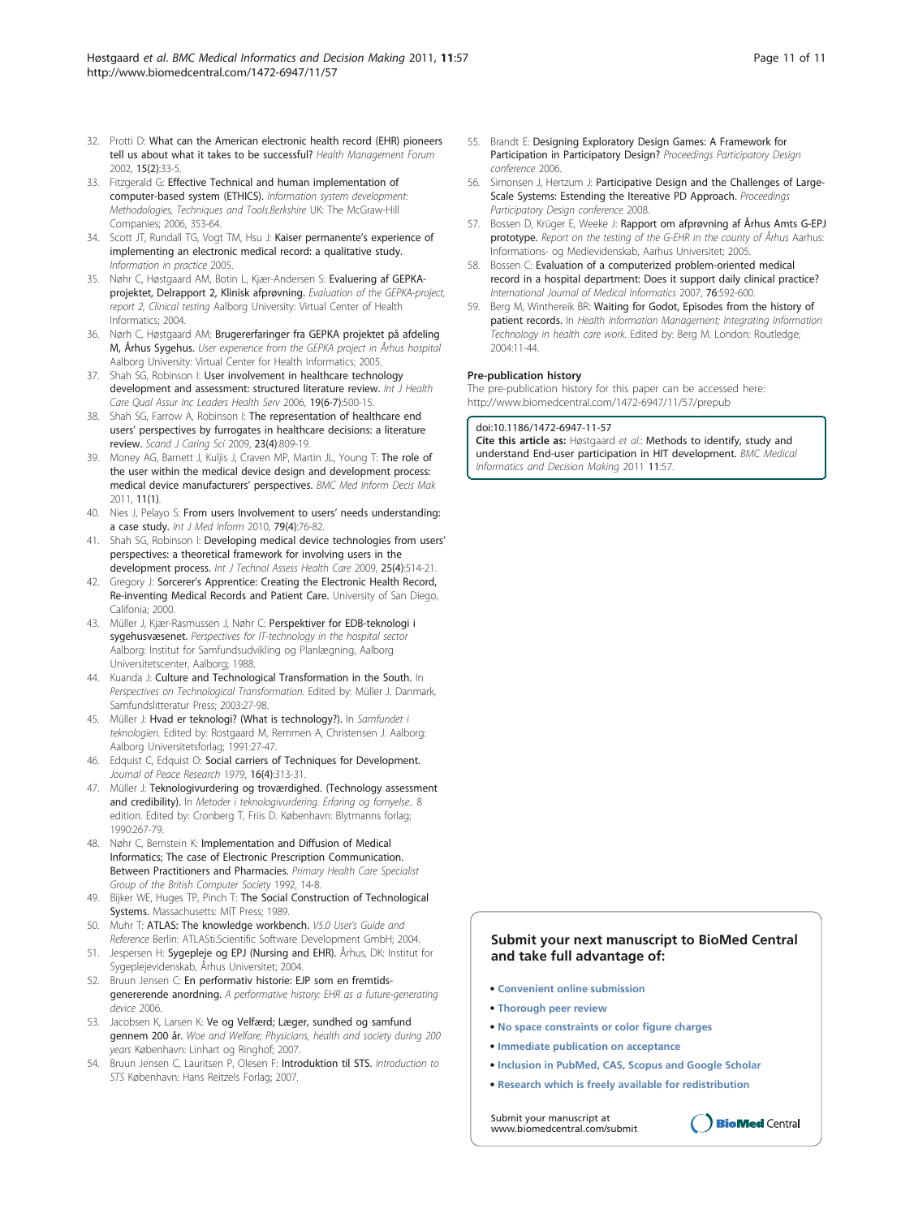32. Protti D: What can the American electronic health record (EHR) pioneers tell us about what it takes to be successful? *Health Management Forum* 2002, 15(2):33-5.
33. Fitzgerald G: Effective Technical and human implementation of computer-based system (ETHICS). *Information system development: Methodologies, Techniques and Tools.Berkshire* UK: The McGraw-Hill Companies; 2006, 353-64.
34. Scott JT, Rundall TG, Vogt TM, Hsu J: Kaiser permanente's experience of implementing an electronic medical record: a qualitative study. *Information in practice* 2005.
35. Nøhr C, Høstgaard AM, Botin L, Kjær-Andersen S: Evaluering af GEPKA-projektet, Delrapport 2, Klinisk afprøvning. *Evaluation of the GEPKA-project, report 2, Clinical testing* Aalborg University: Virtual Center of Health Informatics; 2004.
36. Nørh C, Høstgaard AM: Brugererfaringer fra GEPKA projektet på afdeling M, Århus Sygehus. *User experience from the GEPKA project in Århus hospital* Aalborg University: Virtual Center for Health Informatics; 2005.
37. Shah SG, Robinson I: User involvement in healthcare technology development and assessment: structured literature review. *Int J Health Care Qual Assur Inc Leaders Health Serv* 2006, 19(6-7):500-15.
38. Shah SG, Farrow A, Robinson I: The representation of healthcare end users' perspectives by furrogates in healthcare decisions: a literature review. *Scand J Caring Sci* 2009, 23(4):809-19.
39. Money AG, Barnett J, Kuljis J, Craven MP, Martin JL, Young T: The role of the user within the medical device design and development process: medical device manufacturers' perspectives. *BMC Med Inform Decis Mak* 2011, 11(1).
40. Nies J, Pelayo S: From users Involvement to users' needs understanding: a case study. *Int J Med Inform* 2010, 79(4):76-82.
41. Shah SG, Robinson I: Developing medical device technologies from users' perspectives: a theoretical framework for involving users in the development process. *Int J Technol Assess Health Care* 2009, 25(4):514-21.
42. Gregory J: Sorcerer's Apprentice: Creating the Electronic Health Record, Re-inventing Medical Records and Patient Care. University of San Diego, Califonia; 2000.
43. Müller J, Kjær-Rasmussen J, Nøhr C: Perspektiver for EDB-teknologi i sygehusvæsenet. *Perspectives for IT-technology in the hospital sector* Aalborg: Institut for Samfundsudvikling og Planlægning, Aalborg Universitetscenter, Aalborg; 1988.
44. Kuanda J: Culture and Technological Transformation in the South. In *Perspectives on Technological Transformation.* Edited by: Müller J. Danmark, Samfundslitteratur Press; 2003:27-98.
45. Müller J: Hvad er teknologi? (What is technology?). In *Samfundet i teknologien.* Edited by: Rostgaard M, Remmen A, Christensen J. Aalborg: Aalborg Universitetsforlag; 1991:27-47.
46. Edquist C, Edquist O: Social carriers of Techniques for Development. *Journal of Peace Research* 1979, 16(4):313-31.
47. Müller J: Teknologivurdering og troværdighed. (Technology assessment and credibility). In *Metoder i teknologivurdering. Erfaring og fornyelse..* 8 edition. Edited by: Cronberg T, Friis D. København: Blytmanns forlag; 1990:267-79.
48. Nøhr C, Bernstein K: Implementation and Diffusion of Medical Informatics; The case of Electronic Prescription Communication. Between Practitioners and Pharmacies. *Primary Health Care Specialist Group of the British Computer Society* 1992, 14-8.
49. Bijker WE, Huges TP, Pinch T: The Social Construction of Technological Systems. Massachusetts: MIT Press; 1989.
50. Muhr T: ATLAS: The knowledge workbench. *V5.0 User's Guide and Reference* Berlin: ATLASti.Scientific Software Development GmbH; 2004.
51. Jespersen H: Sygepleje og EPJ (Nursing and EHR). Århus, DK: Institut for Sygeplejevidenskab, Århus Universitet; 2004.
52. Bruun Jensen C: En performativ historie: EJP som en fremtids-genererende anordning. *A performative history: EHR as a future-generating device* 2006.
53. Jacobsen K, Larsen K: Ve og Velfærd; Læger, sundhed og samfund gennem 200 år. *Woe and Welfare; Physicians, health and society during 200 years* København: Linhart og Ringhof; 2007.
54. Bruun Jensen C, Lauritsen P, Olesen F: Introduktion til STS. *Introduction to STS* København: Hans Reitzels Forlag; 2007.
55. Brandt E: Designing Exploratory Design Games: A Framework for Participation in Participatory Design? *Proceedings Participatory Design conference* 2006.
56. Simonsen J, Hertzum J: Participative Design and the Challenges of Large-Scale Systems: Estending the Itereative PD Approach. *Proceedings Participatory Design conference* 2008.
57. Bossen D, Krüger E, Weeke J: Rapport om afprøvning af Århus Amts G-EPJ prototype. *Report on the testing of the G-EHR in the county of Århus* Aarhus: Informations- og Medievidenskab, Aarhus Universitet; 2005.
58. Bossen C: Evaluation of a computerized problem-oriented medical record in a hospital department: Does it support daily clinical practice? *International Journal of Medical Informatics* 2007, 76:592-600.
59. Berg M, Winthereik BR: Waiting for Godot, Episodes from the history of patient records. In *Health Information Management; Integrating Information Technology in health care work.* Edited by: Berg M. London: Routledge; 2004:11-44.

### Pre-publication history

The pre-publication history for this paper can be accessed here: http://www.biomedcentral.com/1472-6947/11/57/prepub

doi:10.1186/1472-6947-11-57

**Cite this article as:** Høstgaard *et al.*: Methods to identify, study and understand End-user participation in HIT development. *BMC Medical Informatics and Decision Making* 2011 11:57.

**Submit your next manuscript to BioMed Central and take full advantage of:**

- Convenient online submission
- Thorough peer review
- No space constraints or color figure charges
- Immediate publication on acceptance
- Inclusion in PubMed, CAS, Scopus and Google Scholar
- Research which is freely available for redistribution

Submit your manuscript at www.biomedcentral.com/submit

BioMed Central